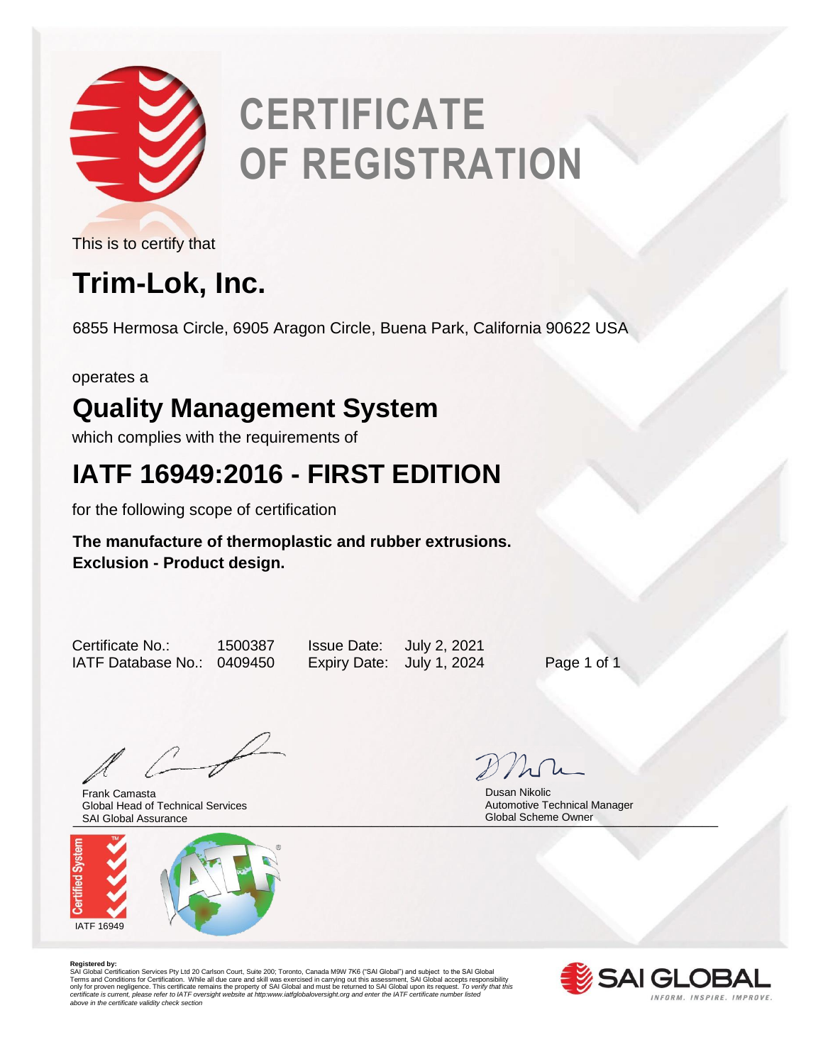# CERTIFICATE OF REGISTRATION

This is to certify that

## Trim-Lok, Inc.

6855 Hermosa Circle, 6905 Aragon Circle, Buena Park, California 90622 USA

operates a

## Quality Management System

which complies with the requirements of

## IATF 16949:2016 - FIRST EDITION

for the following scope of certification

**The manufacture of thermoplastic and rubber extrusions.**
**Exclusion - Product design.**

| | | | |
|---|---|---|---|
| Certificate No.: | 1500387 | Issue Date: | July 2, 2021 |
| IATF Database No.: | 0409450 | Expiry Date: | July 1, 2024 |

Frank Camasta
Global Head of Technical Services
SAI Global Assurance

Dusan Nikolic
Automotive Technical Manager
Global Scheme Owner

Certified System
IATF 16949

**Registered by:**
SAI Global Certification Services Pty Ltd 20 Carlson Court, Suite 200; Toronto, Canada M9W 7K6 ("SAI Global") and subject to the SAI Global Terms and Conditions for Certification. While all due care and skill was exercised in carrying out this assessment, SAI Global accepts responsibility only for proven negligence. This certificate remains the property of SAI Global and must be returned to SAI Global upon its request. *To verify that this certificate is current, please refer to IATF oversight website at http:www.iatfglobaloversight.org and enter the IATF certificate number listed above in the certificate validity check section*

SAI GLOBAL
INFORM. INSPIRE. IMPROVE.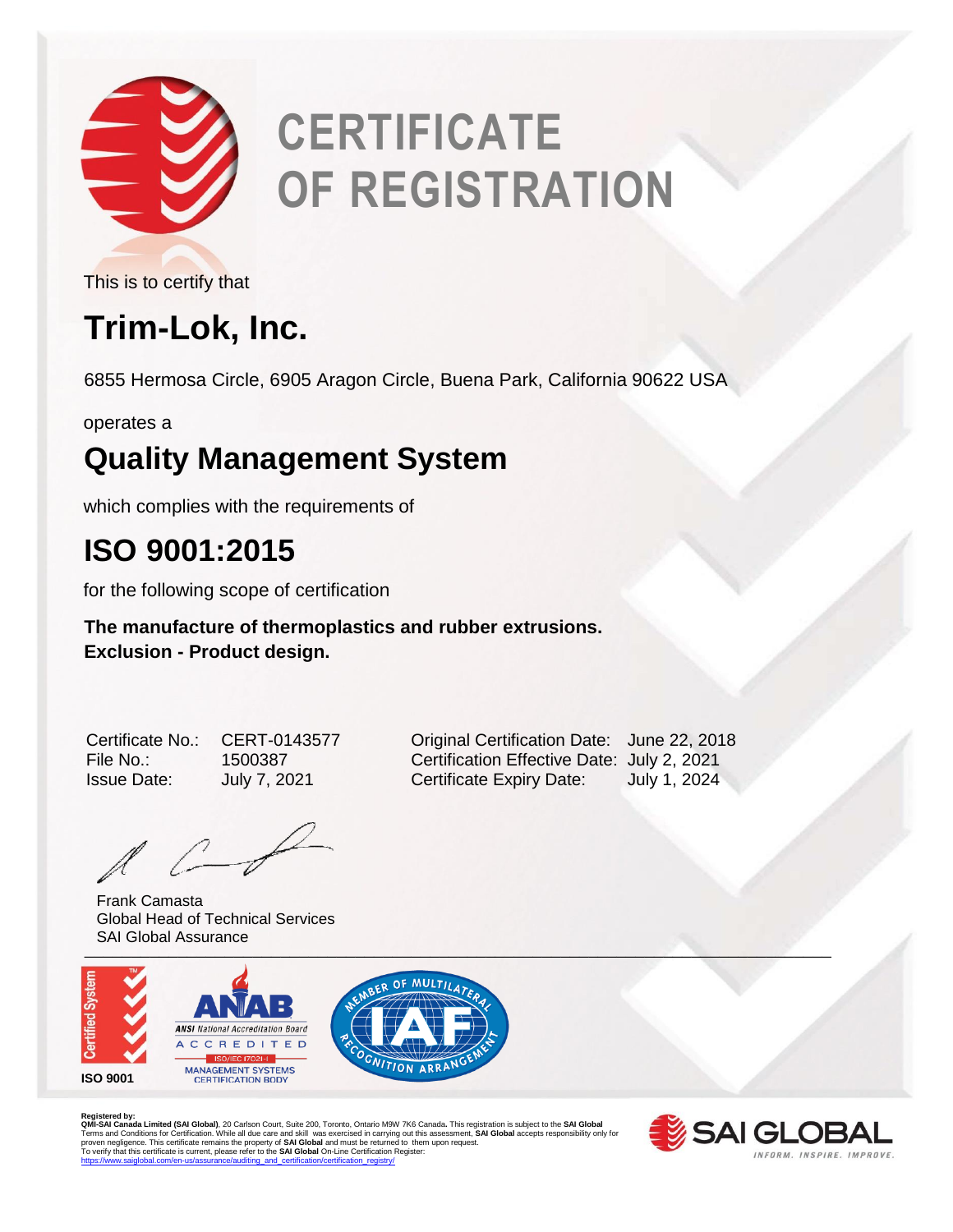# CERTIFICATE OF REGISTRATION

This is to certify that

## Trim-Lok, Inc.

6855 Hermosa Circle, 6905 Aragon Circle, Buena Park, California 90622 USA

operates a

## Quality Management System

which complies with the requirements of

## ISO 9001:2015

for the following scope of certification

**The manufacture of thermoplastics and rubber extrusions.**
**Exclusion - Product design.**

| | | | |
|---|---|---|---|
| Certificate No.: | CERT-0143577 | Original Certification Date: | June 22, 2018 |
| File No.: | 1500387 | Certification Effective Date: | July 2, 2021 |
| Issue Date: | July 7, 2021 | Certificate Expiry Date: | July 1, 2024 |

Frank Camasta
Global Head of Technical Services
SAI Global Assurance

Certified System
ISO 9001

ANAB
ANSI National Accreditation Board
ACCREDITED
ISO/IEC 17021-1
MANAGEMENT SYSTEMS CERTIFICATION BODY

MEMBER OF MULTILATERAL RECOGNITION ARRANGEMENT
IAF

**Registered by:**
**QMI-SAI Canada Limited (SAI Global)**, 20 Carlson Court, Suite 200, Toronto, Ontario M9W 7K6 Canada**.** This registration is subject to the **SAI Global** Terms and Conditions for Certification. While all due care and skill was exercised in carrying out this assessment, **SAI Global** accepts responsibility only for proven negligence. This certificate remains the property of **SAI Global** and must be returned to them upon request.
To verify that this certificate is current, please refer to the **SAI Global** On-Line Certification Register:
https://www.saiglobal.com/en-us/assurance/auditing_and_certification/certification_registry/

SAI GLOBAL
INFORM. INSPIRE. IMPROVE.